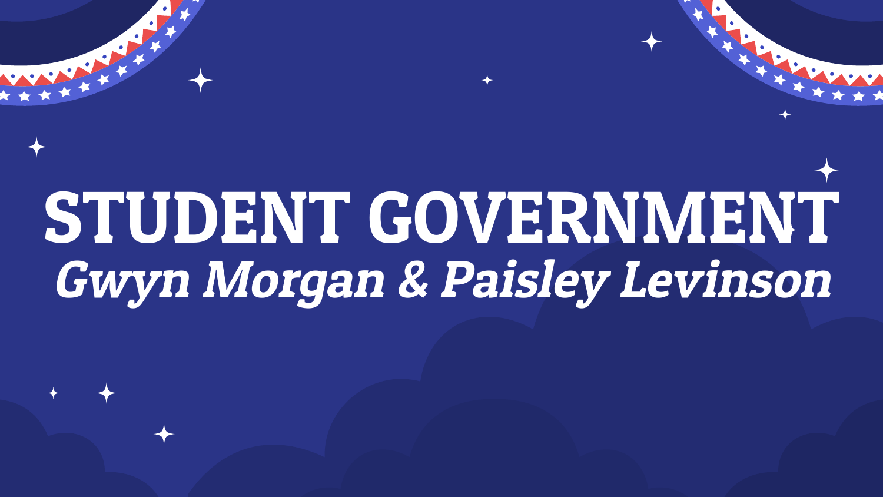# STUDENT GOVERNMENT

***Gwyn Morgan & Paisley Levinson***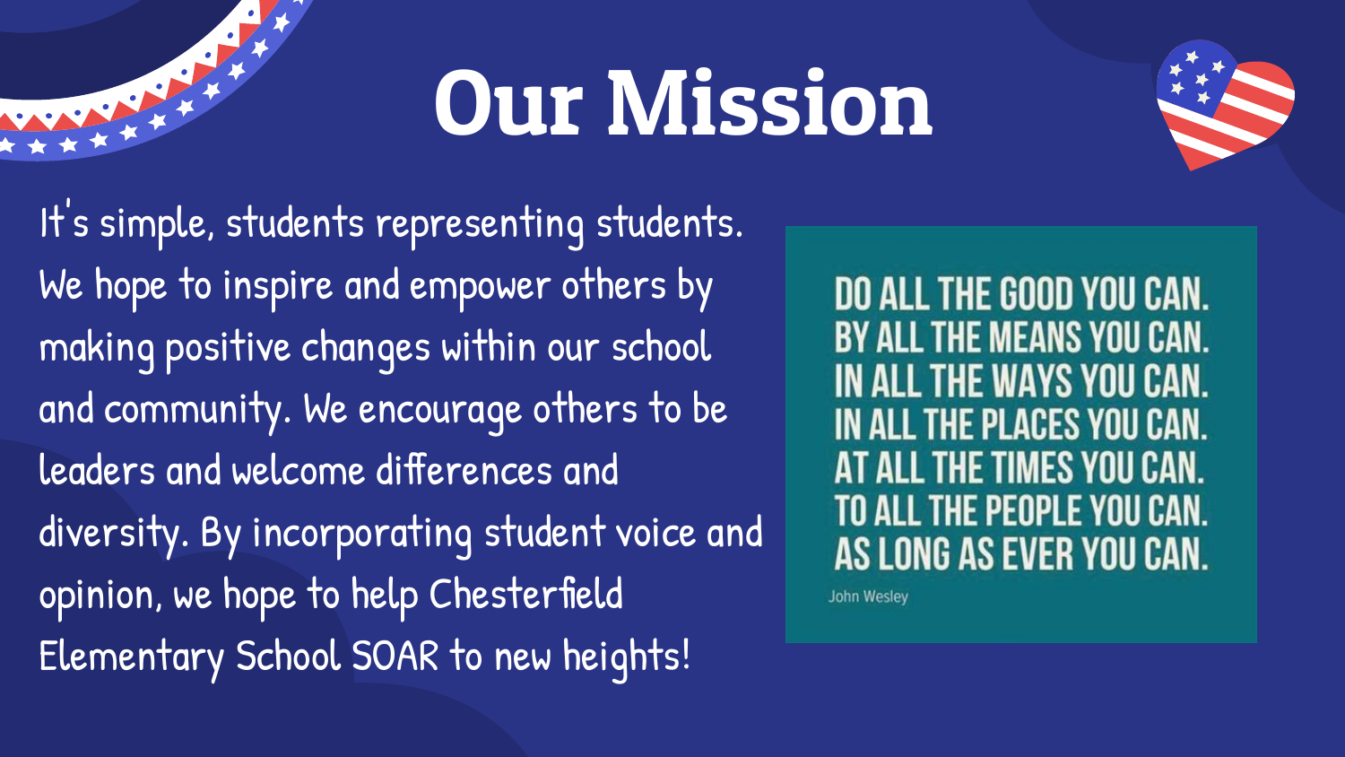# Our Mission

It's simple, students representing students. We hope to inspire and empower others by making positive changes within our school and community. We encourage others to be leaders and welcome differences and diversity. By incorporating student voice and opinion, we hope to help Chesterfield Elementary School SOAR to new heights!

DO ALL THE GOOD YOU CAN.
BY ALL THE MEANS YOU CAN.
IN ALL THE WAYS YOU CAN.
IN ALL THE PLACES YOU CAN.
AT ALL THE TIMES YOU CAN.
TO ALL THE PEOPLE YOU CAN.
AS LONG AS EVER YOU CAN.

John Wesley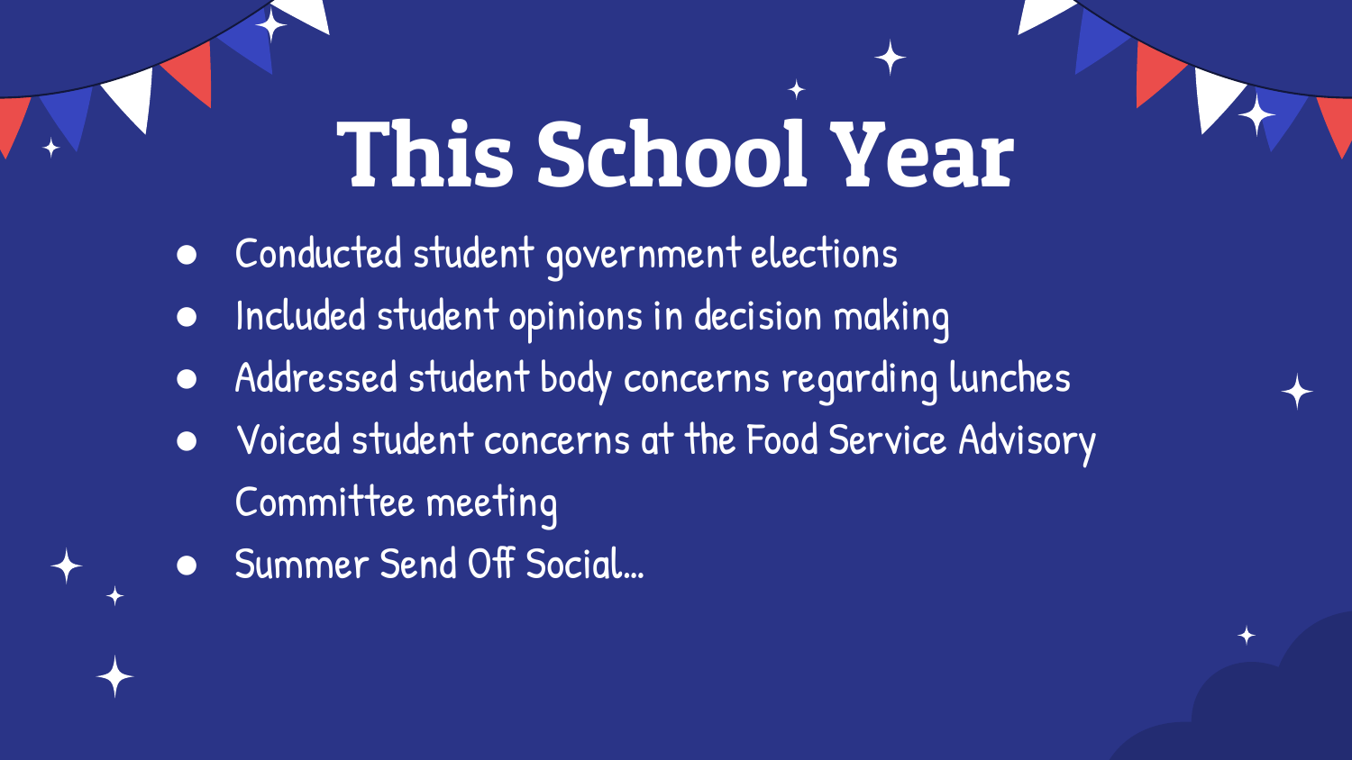# This School Year

- Conducted student government elections
- Included student opinions in decision making
- Addressed student body concerns regarding lunches
- Voiced student concerns at the Food Service Advisory Committee meeting
- Summer Send Off Social…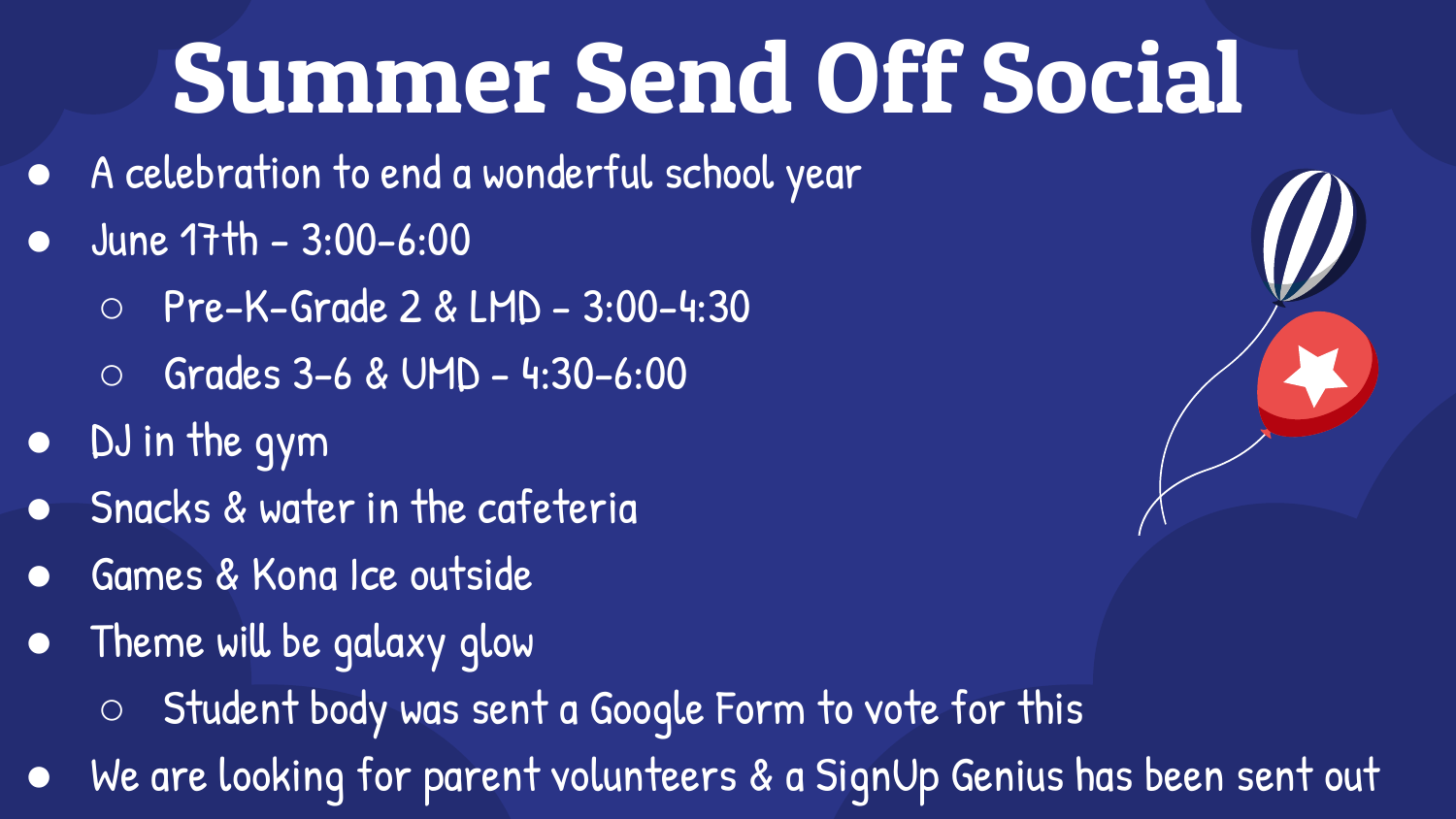# Summer Send Off Social

- A celebration to end a wonderful school year
- June 17th - 3:00-6:00
  - Pre-K-Grade 2 & LMD - 3:00-4:30
  - Grades 3-6 & UMD - 4:30-6:00
- DJ in the gym
- Snacks & water in the cafeteria
- Games & Kona Ice outside
- Theme will be galaxy glow
  - Student body was sent a Google Form to vote for this
- We are looking for parent volunteers & a SignUp Genius has been sent out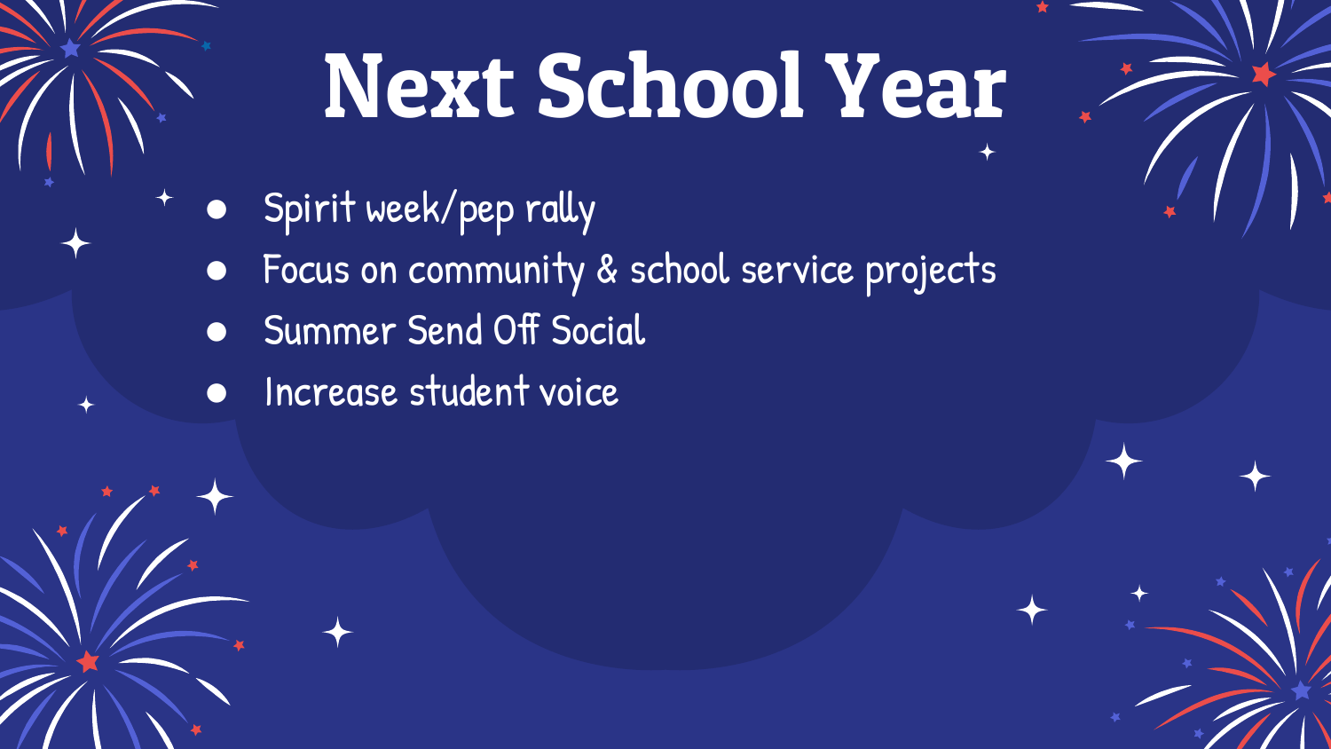# Next School Year

- Spirit week/pep rally
- Focus on community & school service projects
- Summer Send Off Social
- Increase student voice